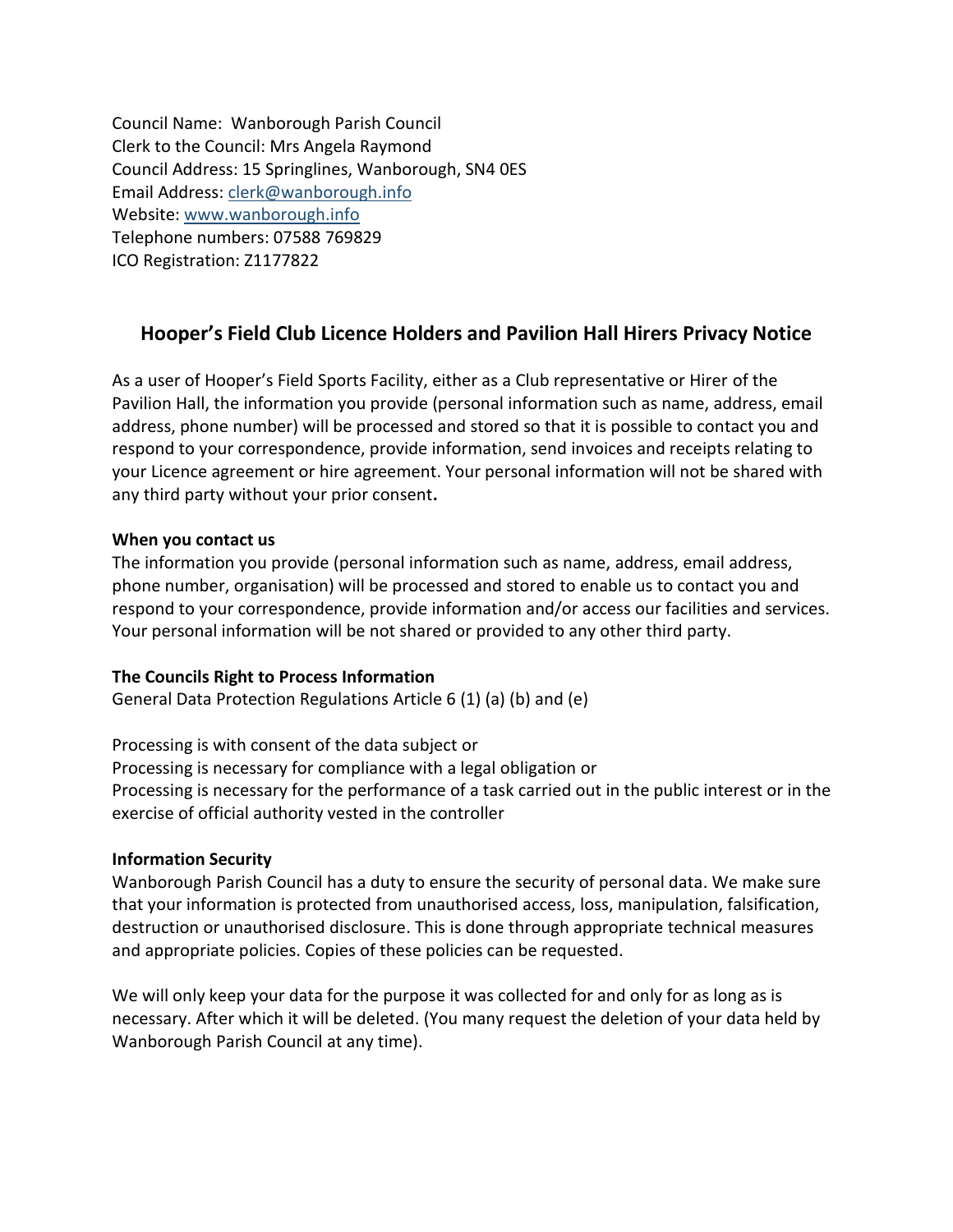Council Name: Wanborough Parish Council
Clerk to the Council: Mrs Angela Raymond
Council Address: 15 Springlines, Wanborough, SN4 0ES
Email Address: [clerk@wanborough.info](mailto:clerk@wanborough.info)
Website: [www.wanborough.info](http://www.wanborough.info)
Telephone numbers: 07588 769829
ICO Registration: Z1177822

## Hooper's Field Club Licence Holders and Pavilion Hall Hirers Privacy Notice

As a user of Hooper's Field Sports Facility, either as a Club representative or Hirer of the Pavilion Hall, the information you provide (personal information such as name, address, email address, phone number) will be processed and stored so that it is possible to contact you and respond to your correspondence, provide information, send invoices and receipts relating to your Licence agreement or hire agreement. Your personal information will not be shared with any third party without your prior consent**.**

**When you contact us**
The information you provide (personal information such as name, address, email address, phone number, organisation) will be processed and stored to enable us to contact you and respond to your correspondence, provide information and/or access our facilities and services. Your personal information will be not shared or provided to any other third party.

**The Councils Right to Process Information**
General Data Protection Regulations Article 6 (1) (a) (b) and (e)

Processing is with consent of the data subject or
Processing is necessary for compliance with a legal obligation or
Processing is necessary for the performance of a task carried out in the public interest or in the exercise of official authority vested in the controller

**Information Security**
Wanborough Parish Council has a duty to ensure the security of personal data. We make sure that your information is protected from unauthorised access, loss, manipulation, falsification, destruction or unauthorised disclosure. This is done through appropriate technical measures and appropriate policies. Copies of these policies can be requested.

We will only keep your data for the purpose it was collected for and only for as long as is necessary. After which it will be deleted. (You many request the deletion of your data held by Wanborough Parish Council at any time).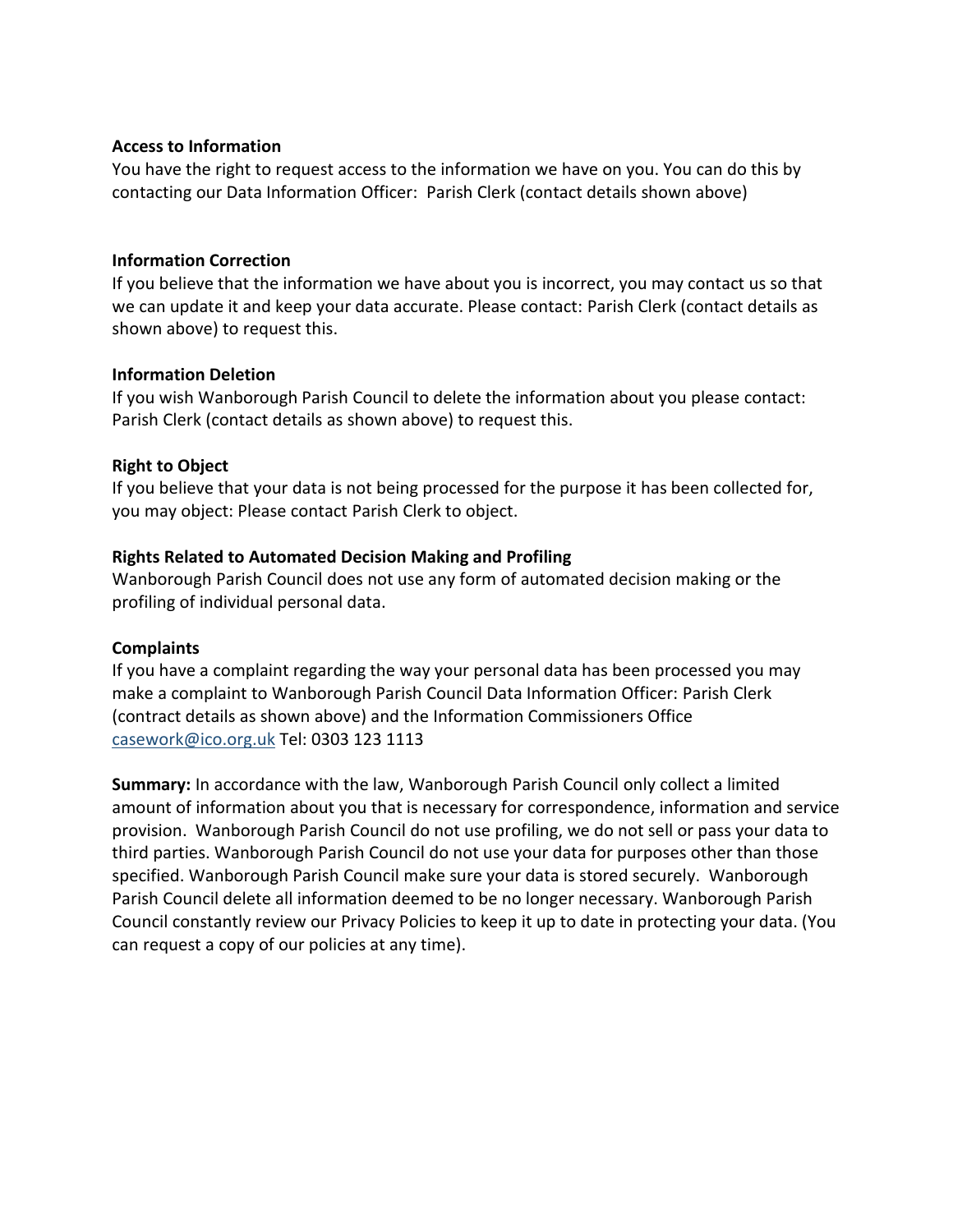**Access to Information**

You have the right to request access to the information we have on you. You can do this by contacting our Data Information Officer:  Parish Clerk (contact details shown above)

**Information Correction**

If you believe that the information we have about you is incorrect, you may contact us so that we can update it and keep your data accurate. Please contact: Parish Clerk (contact details as shown above) to request this.

**Information Deletion**

If you wish Wanborough Parish Council to delete the information about you please contact: Parish Clerk (contact details as shown above) to request this.

**Right to Object**

If you believe that your data is not being processed for the purpose it has been collected for, you may object: Please contact Parish Clerk to object.

**Rights Related to Automated Decision Making and Profiling**

Wanborough Parish Council does not use any form of automated decision making or the profiling of individual personal data.

**Complaints**

If you have a complaint regarding the way your personal data has been processed you may make a complaint to Wanborough Parish Council Data Information Officer: Parish Clerk (contract details as shown above) and the Information Commissioners Office casework@ico.org.uk Tel: 0303 123 1113

**Summary:** In accordance with the law, Wanborough Parish Council only collect a limited amount of information about you that is necessary for correspondence, information and service provision.  Wanborough Parish Council do not use profiling, we do not sell or pass your data to third parties. Wanborough Parish Council do not use your data for purposes other than those specified. Wanborough Parish Council make sure your data is stored securely.  Wanborough Parish Council delete all information deemed to be no longer necessary. Wanborough Parish Council constantly review our Privacy Policies to keep it up to date in protecting your data. (You can request a copy of our policies at any time).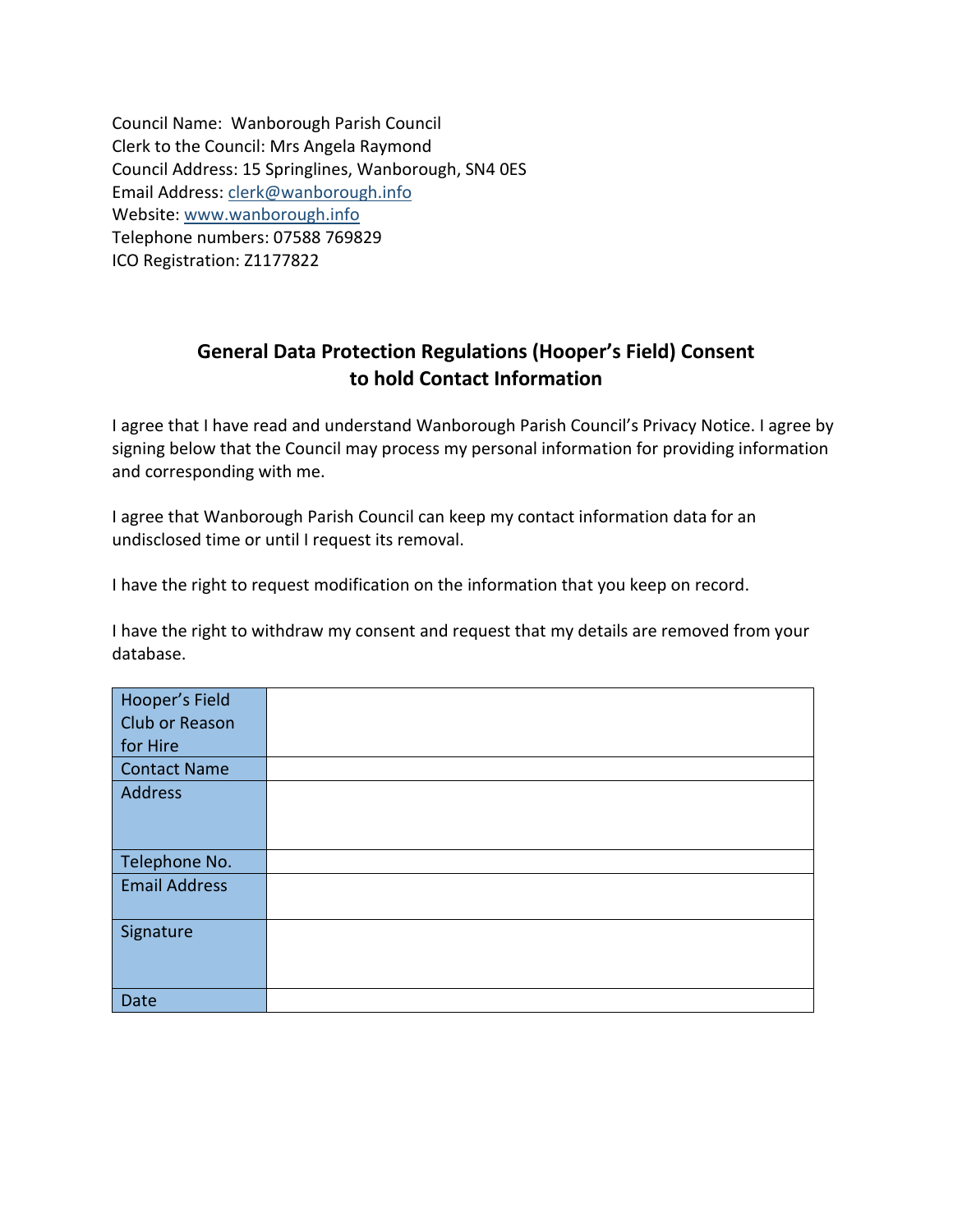Council Name: Wanborough Parish Council
Clerk to the Council: Mrs Angela Raymond
Council Address: 15 Springlines, Wanborough, SN4 0ES
Email Address: clerk@wanborough.info
Website: www.wanborough.info
Telephone numbers: 07588 769829
ICO Registration: Z1177822

## General Data Protection Regulations (Hooper's Field) Consent to hold Contact Information

I agree that I have read and understand Wanborough Parish Council's Privacy Notice. I agree by signing below that the Council may process my personal information for providing information and corresponding with me.

I agree that Wanborough Parish Council can keep my contact information data for an undisclosed time or until I request its removal.

I have the right to request modification on the information that you keep on record.

I have the right to withdraw my consent and request that my details are removed from your database.

| | |
|---|---|
| Hooper's Field Club or Reason for Hire | |
| Contact Name | |
| Address | |
| Telephone No. | |
| Email Address | |
| Signature | |
| Date | |